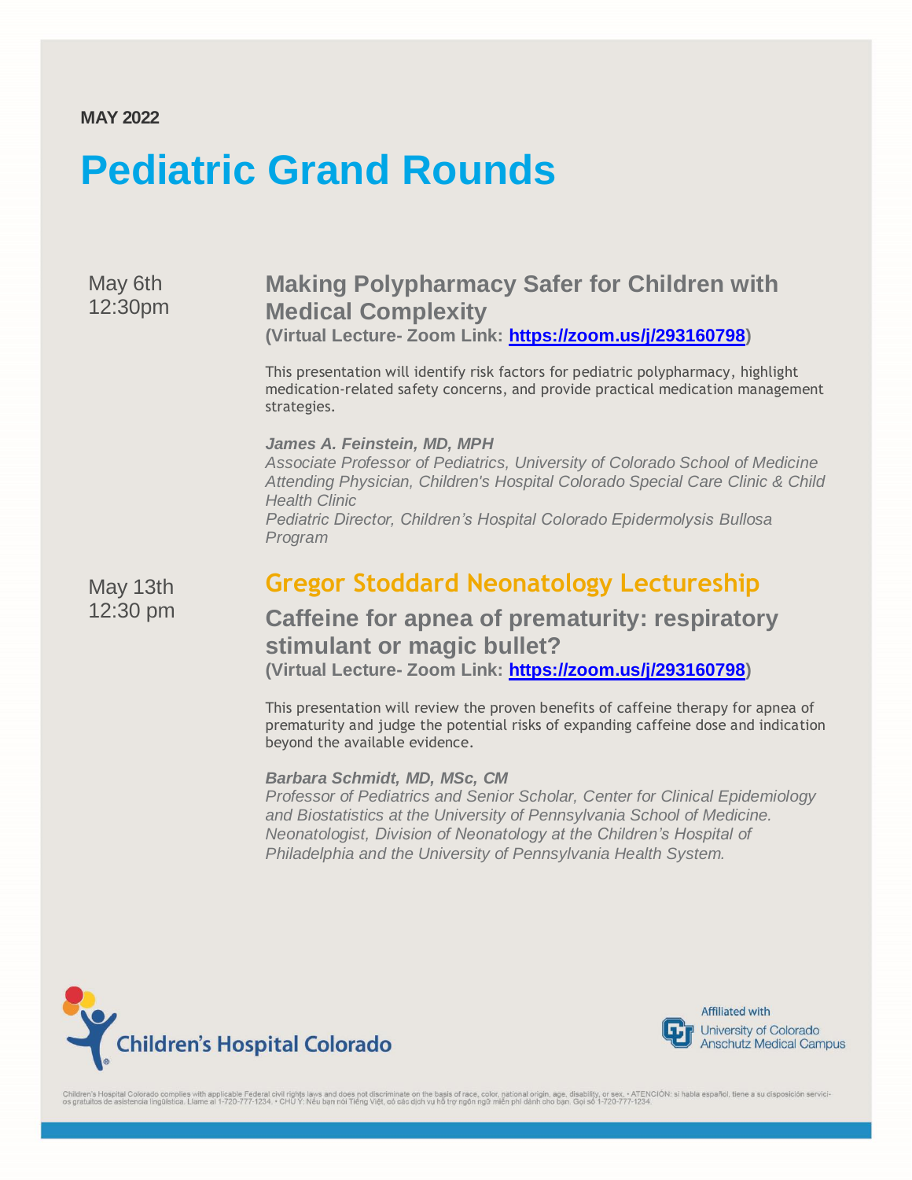**MAY 2022**

# Pediatric Grand Rounds

May 6th
12:30pm

## Making Polypharmacy Safer for Children with Medical Complexity

**(Virtual Lecture- Zoom Link: https://zoom.us/j/293160798)**

This presentation will identify risk factors for pediatric polypharmacy, highlight medication-related safety concerns, and provide practical medication management strategies.

***James A. Feinstein, MD, MPH***
*Associate Professor of Pediatrics, University of Colorado School of Medicine*
*Attending Physician, Children's Hospital Colorado Special Care Clinic & Child Health Clinic*
*Pediatric Director, Children's Hospital Colorado Epidermolysis Bullosa Program*

May 13th
12:30 pm

## Gregor Stoddard Neonatology Lectureship

## Caffeine for apnea of prematurity: respiratory stimulant or magic bullet?

**(Virtual Lecture- Zoom Link: https://zoom.us/j/293160798)**

This presentation will review the proven benefits of caffeine therapy for apnea of prematurity and judge the potential risks of expanding caffeine dose and indication beyond the available evidence.

***Barbara Schmidt, MD, MSc, CM***
*Professor of Pediatrics and Senior Scholar, Center for Clinical Epidemiology and Biostatistics at the University of Pennsylvania School of Medicine.*
*Neonatologist, Division of Neonatology at the Children's Hospital of Philadelphia and the University of Pennsylvania Health System.*

Children's Hospital Colorado

Affiliated with University of Colorado Anschutz Medical Campus

Children's Hospital Colorado complies with applicable Federal civil rights laws and does not discriminate on the basis of race, color, national origin, age, disability, or sex. • ATENCIÓN: si habla español, tiene a su disposición servicios gratuitos de asistencia lingüística. Llame al 1-720-777-1234. • CHÚ Ý: Nếu bạn nói Tiếng Việt, có các dịch vụ hỗ trợ ngôn ngữ miễn phí dành cho bạn. Gọi số 1-720-777-1234.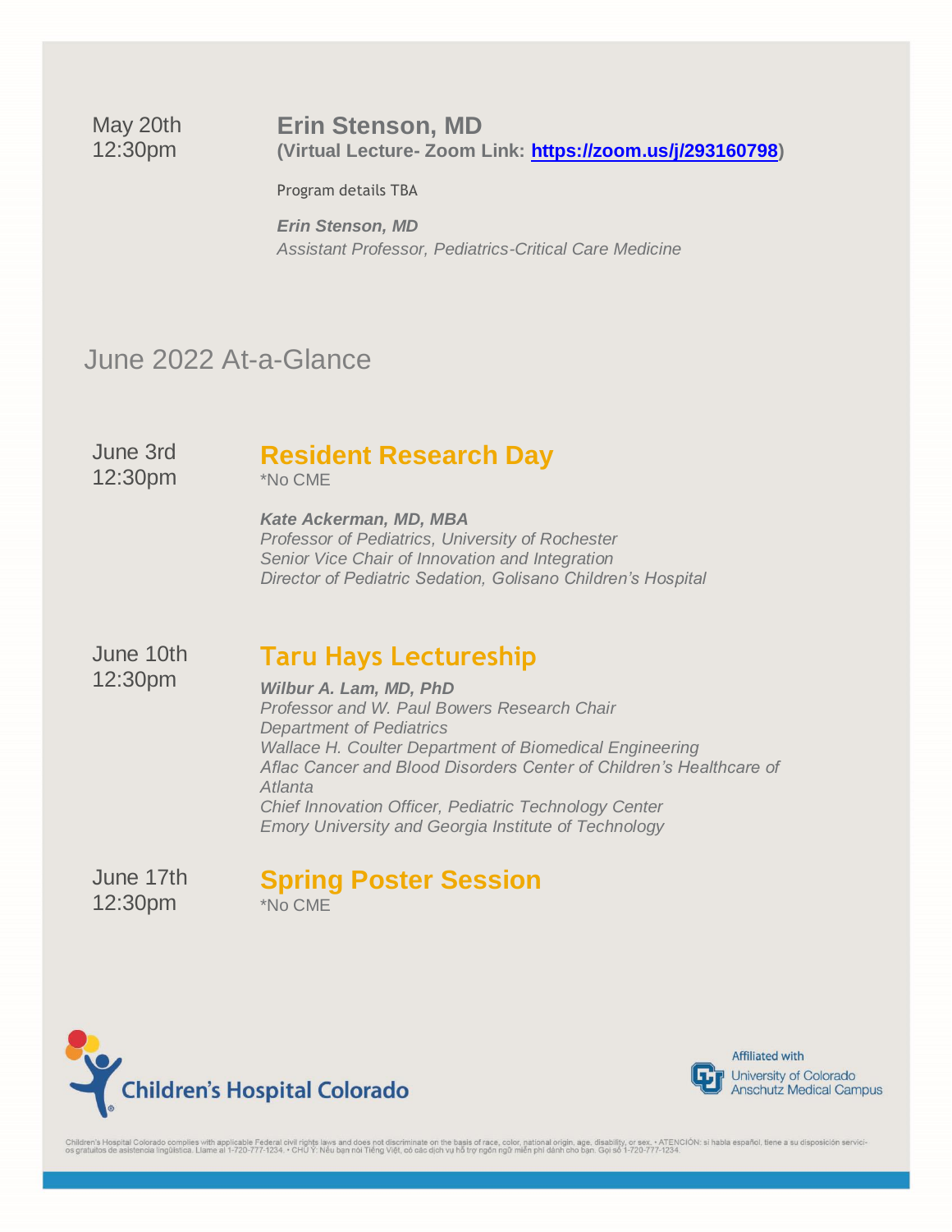May 20th
12:30pm

### Erin Stenson, MD

**(Virtual Lecture- Zoom Link: [https://zoom.us/j/293160798](https://zoom.us/j/293160798))**

Program details TBA

***Erin Stenson, MD***
*Assistant Professor, Pediatrics-Critical Care Medicine*

## June 2022 At-a-Glance

June 3rd
12:30pm

### Resident Research Day

*No CME

***Kate Ackerman, MD, MBA***
*Professor of Pediatrics, University of Rochester*
*Senior Vice Chair of Innovation and Integration*
*Director of Pediatric Sedation, Golisano Children's Hospital*

June 10th
12:30pm

### Taru Hays Lectureship

***Wilbur A. Lam, MD, PhD***
*Professor and W. Paul Bowers Research Chair*
*Department of Pediatrics*
*Wallace H. Coulter Department of Biomedical Engineering*
*Aflac Cancer and Blood Disorders Center of Children's Healthcare of Atlanta*
*Chief Innovation Officer, Pediatric Technology Center*
*Emory University and Georgia Institute of Technology*

June 17th
12:30pm

### Spring Poster Session

*No CME

Children's Hospital Colorado

Affiliated with University of Colorado Anschutz Medical Campus

Children's Hospital Colorado complies with applicable Federal civil rights laws and does not discriminate on the basis of race, color, national origin, age, disability, or sex. • ATENCIÓN: si habla español, tiene a su disposición servicios gratuitos de asistencia lingüística. Llame al 1-720-777-1234. • CHÚ Ý: Nếu bạn nói Tiếng Việt, có các dịch vụ hỗ trợ ngôn ngữ miễn phí dành cho bạn. Gọi số 1-720-777-1234.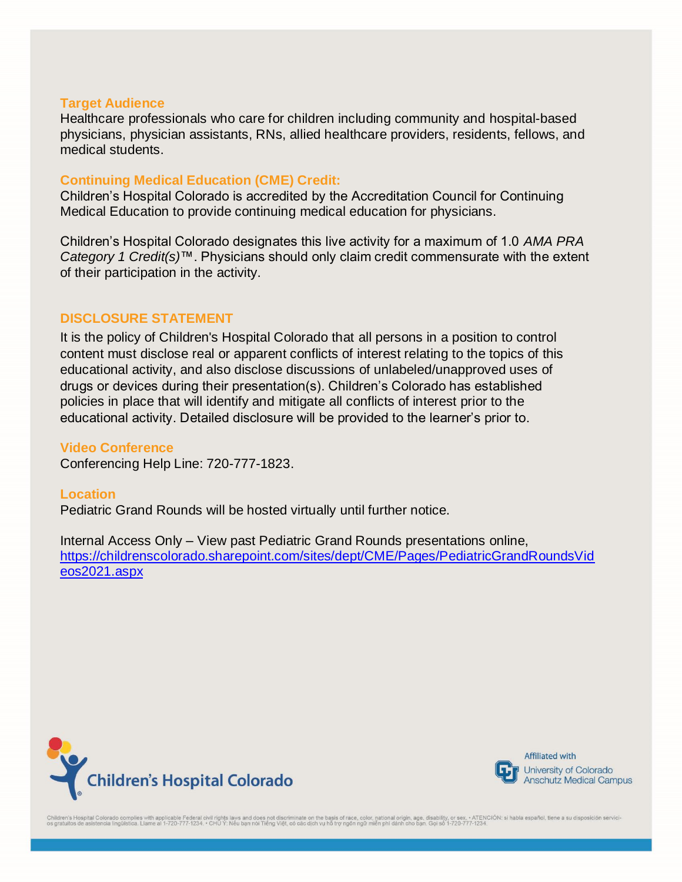## Target Audience

Healthcare professionals who care for children including community and hospital-based physicians, physician assistants, RNs, allied healthcare providers, residents, fellows, and medical students.

## Continuing Medical Education (CME) Credit:

Children's Hospital Colorado is accredited by the Accreditation Council for Continuing Medical Education to provide continuing medical education for physicians.

Children's Hospital Colorado designates this live activity for a maximum of 1.0 *AMA PRA Category 1 Credit(s)*™. Physicians should only claim credit commensurate with the extent of their participation in the activity.

## DISCLOSURE STATEMENT

It is the policy of Children's Hospital Colorado that all persons in a position to control content must disclose real or apparent conflicts of interest relating to the topics of this educational activity, and also disclose discussions of unlabeled/unapproved uses of drugs or devices during their presentation(s). Children's Colorado has established policies in place that will identify and mitigate all conflicts of interest prior to the educational activity. Detailed disclosure will be provided to the learner's prior to.

## Video Conference

Conferencing Help Line: 720-777-1823.

## Location

Pediatric Grand Rounds will be hosted virtually until further notice.

Internal Access Only – View past Pediatric Grand Rounds presentations online, https://childrenscolorado.sharepoint.com/sites/dept/CME/Pages/PediatricGrandRoundsVideos2021.aspx

Children's Hospital Colorado

Affiliated with University of Colorado Anschutz Medical Campus

Children's Hospital Colorado complies with applicable Federal civil rights laws and does not discriminate on the basis of race, color, national origin, age, disability, or sex. • ATENCIÓN: si habla español, tiene a su disposición servicios gratuitos de asistencia lingüística. Llame al 1-720-777-1234. • CHÚ Ý: Nếu bạn nói Tiếng Việt, có các dịch vụ hỗ trợ ngôn ngữ miễn phí dành cho bạn. Gọi số 1-720-777-1234.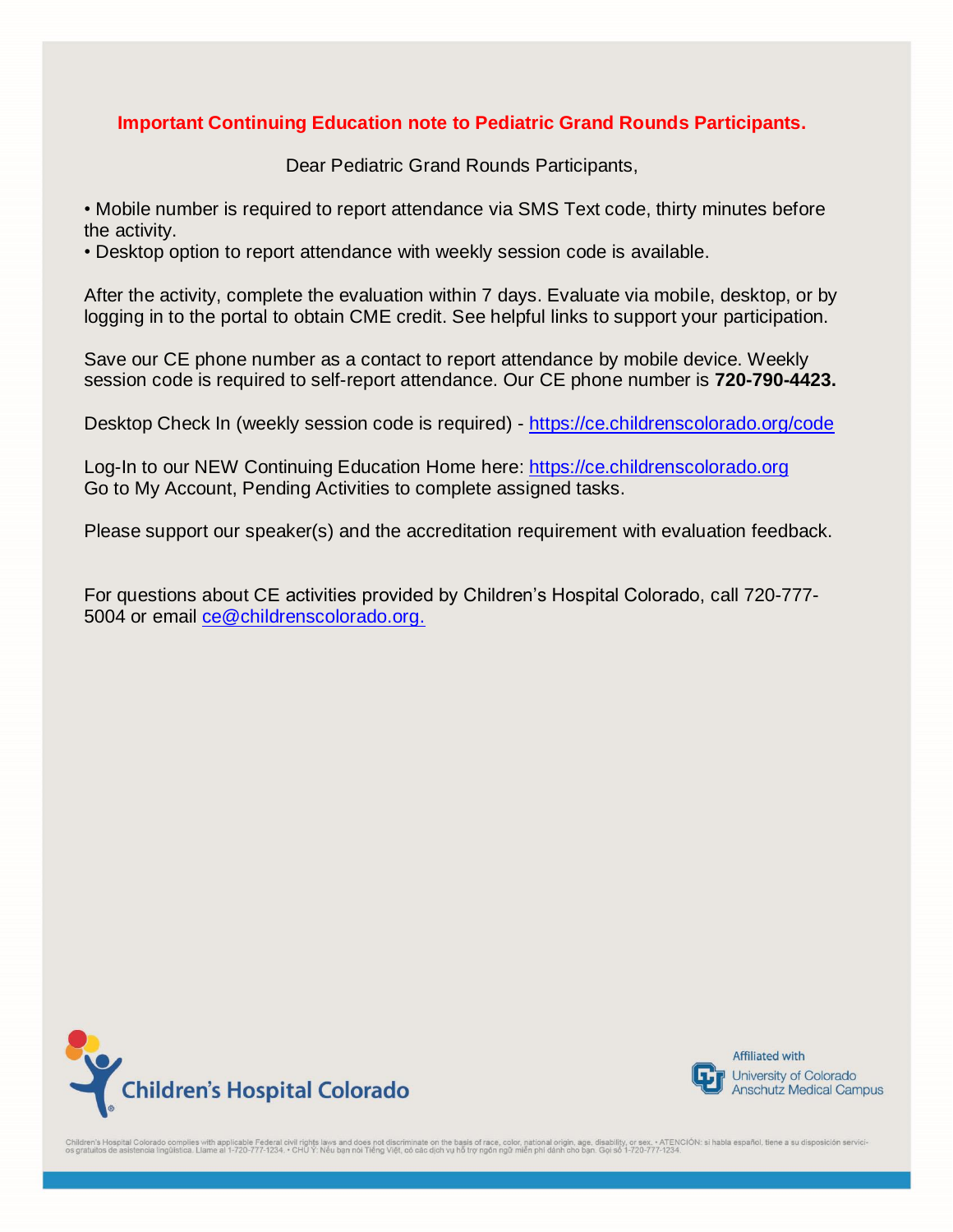**Important Continuing Education note to Pediatric Grand Rounds Participants.**

Dear Pediatric Grand Rounds Participants,

- Mobile number is required to report attendance via SMS Text code, thirty minutes before the activity.
- Desktop option to report attendance with weekly session code is available.

After the activity, complete the evaluation within 7 days. Evaluate via mobile, desktop, or by logging in to the portal to obtain CME credit. See helpful links to support your participation.

Save our CE phone number as a contact to report attendance by mobile device. Weekly session code is required to self-report attendance. Our CE phone number is **720-790-4423.**

Desktop Check In (weekly session code is required) - https://ce.childrenscolorado.org/code

Log-In to our NEW Continuing Education Home here: https://ce.childrenscolorado.org
Go to My Account, Pending Activities to complete assigned tasks.

Please support our speaker(s) and the accreditation requirement with evaluation feedback.

For questions about CE activities provided by Children's Hospital Colorado, call 720-777-5004 or email ce@childrenscolorado.org.

Children's Hospital Colorado

Affiliated with University of Colorado Anschutz Medical Campus

Children's Hospital Colorado complies with applicable Federal civil rights laws and does not discriminate on the basis of race, color, national origin, age, disability, or sex. • ATENCIÓN: si habla español, tiene a su disposición servicios gratuitos de asistencia lingüística. Llame al 1-720-777-1234. • CHÚ Ý: Nếu bạn nói Tiếng Việt, có các dịch vụ hỗ trợ ngôn ngữ miễn phí dành cho bạn. Gọi số 1-720-777-1234.